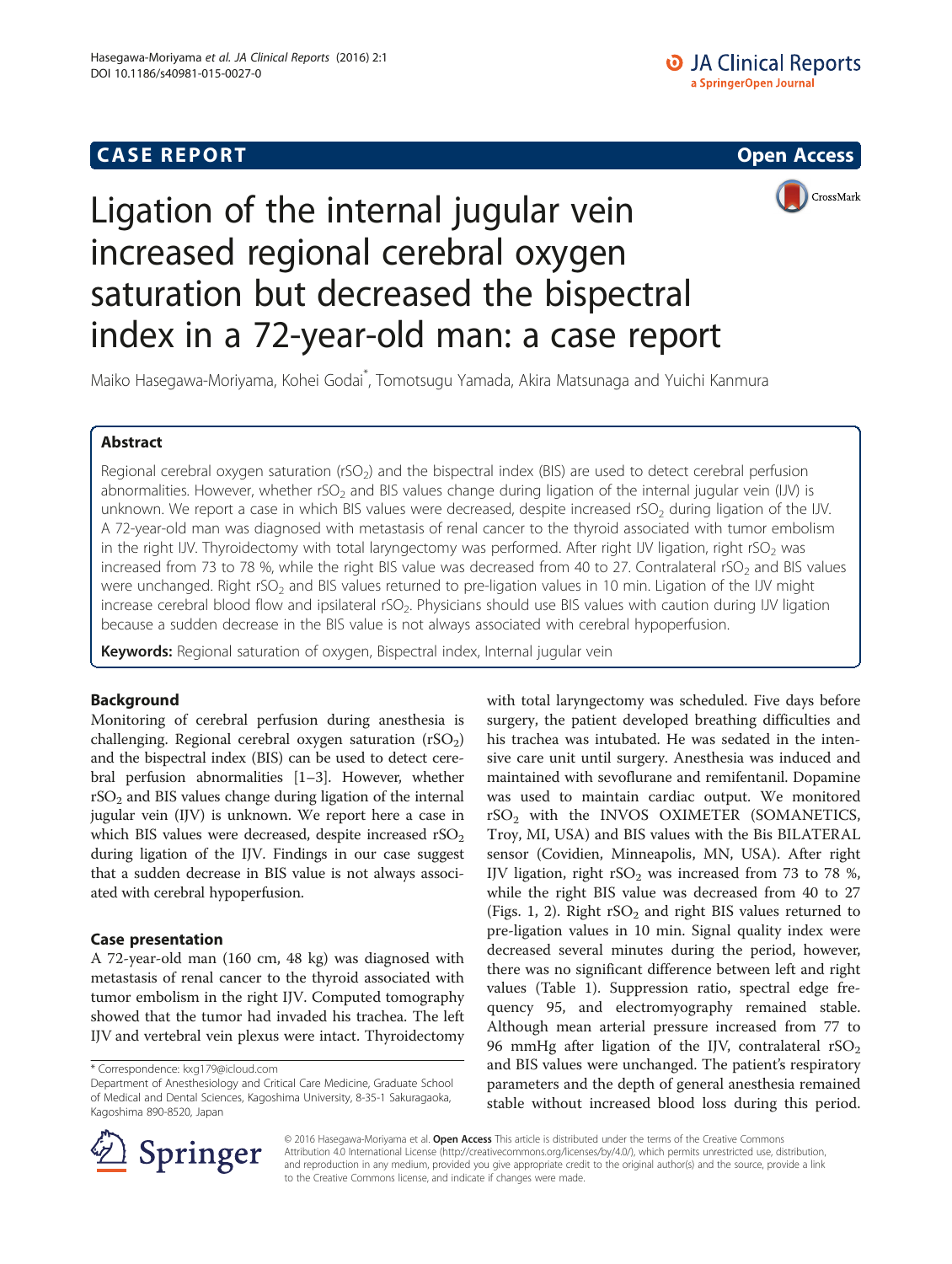CASE REPORT

Open Access

# Ligation of the internal jugular vein increased regional cerebral oxygen saturation but decreased the bispectral index in a 72-year-old man: a case report

Maiko Hasegawa-Moriyama, Kohei Godai*, Tomotsugu Yamada, Akira Matsunaga and Yuichi Kanmura

## Abstract

Regional cerebral oxygen saturation ($rSO_2$) and the bispectral index (BIS) are used to detect cerebral perfusion abnormalities. However, whether $rSO_2$ and BIS values change during ligation of the internal jugular vein (IJV) is unknown. We report a case in which BIS values were decreased, despite increased $rSO_2$ during ligation of the IJV. A 72-year-old man was diagnosed with metastasis of renal cancer to the thyroid associated with tumor embolism in the right IJV. Thyroidectomy with total laryngectomy was performed. After right IJV ligation, right $rSO_2$ was increased from 73 to 78 %, while the right BIS value was decreased from 40 to 27. Contralateral $rSO_2$ and BIS values were unchanged. Right $rSO_2$ and BIS values returned to pre-ligation values in 10 min. Ligation of the IJV might increase cerebral blood flow and ipsilateral $rSO_2$. Physicians should use BIS values with caution during IJV ligation because a sudden decrease in the BIS value is not always associated with cerebral hypoperfusion.

**Keywords:** Regional saturation of oxygen, Bispectral index, Internal jugular vein

## Background

Monitoring of cerebral perfusion during anesthesia is challenging. Regional cerebral oxygen saturation ($rSO_2$) and the bispectral index (BIS) can be used to detect cerebral perfusion abnormalities [1–3]. However, whether $rSO_2$ and BIS values change during ligation of the internal jugular vein (IJV) is unknown. We report here a case in which BIS values were decreased, despite increased $rSO_2$ during ligation of the IJV. Findings in our case suggest that a sudden decrease in BIS value is not always associated with cerebral hypoperfusion.

## Case presentation

A 72-year-old man (160 cm, 48 kg) was diagnosed with metastasis of renal cancer to the thyroid associated with tumor embolism in the right IJV. Computed tomography showed that the tumor had invaded his trachea. The left IJV and vertebral vein plexus were intact. Thyroidectomy with total laryngectomy was scheduled. Five days before surgery, the patient developed breathing difficulties and his trachea was intubated. He was sedated in the intensive care unit until surgery. Anesthesia was induced and maintained with sevoflurane and remifentanil. Dopamine was used to maintain cardiac output. We monitored $rSO_2$ with the INVOS OXIMETER (SOMANETICS, Troy, MI, USA) and BIS values with the Bis BILATERAL sensor (Covidien, Minneapolis, MN, USA). After right IJV ligation, right $rSO_2$ was increased from 73 to 78 %, while the right BIS value was decreased from 40 to 27 (Figs. 1, 2). Right $rSO_2$ and right BIS values returned to pre-ligation values in 10 min. Signal quality index were decreased several minutes during the period, however, there was no significant difference between left and right values (Table 1). Suppression ratio, spectral edge frequency 95, and electromyography remained stable. Although mean arterial pressure increased from 77 to 96 mmHg after ligation of the IJV, contralateral $rSO_2$ and BIS values were unchanged. The patient's respiratory parameters and the depth of general anesthesia remained stable without increased blood loss during this period.

* Correspondence: kxg179@icloud.com
Department of Anesthesiology and Critical Care Medicine, Graduate School of Medical and Dental Sciences, Kagoshima University, 8-35-1 Sakuragaoka, Kagoshima 890-8520, Japan

© 2016 Hasegawa-Moriyama et al. **Open Access** This article is distributed under the terms of the Creative Commons Attribution 4.0 International License (http://creativecommons.org/licenses/by/4.0/), which permits unrestricted use, distribution, and reproduction in any medium, provided you give appropriate credit to the original author(s) and the source, provide a link to the Creative Commons license, and indicate if changes were made.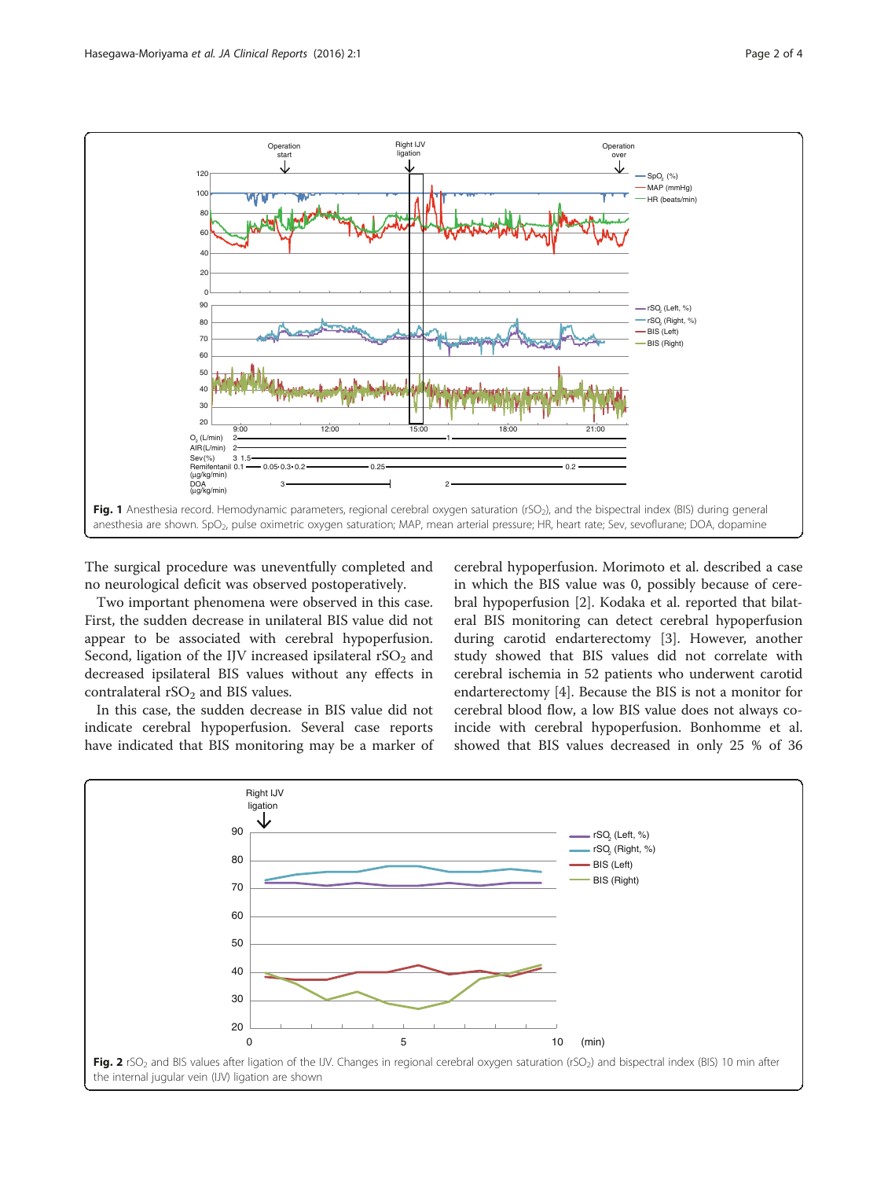Fig. 1 Anesthesia record. Hemodynamic parameters, regional cerebral oxygen saturation ($rSO_2$), and the bispectral index (BIS) during general anesthesia are shown. $SpO_2$, pulse oximetric oxygen saturation; MAP, mean arterial pressure; HR, heart rate; Sev, sevoflurane; DOA, dopamine

The surgical procedure was uneventfully completed and no neurological deficit was observed postoperatively.

Two important phenomena were observed in this case. First, the sudden decrease in unilateral BIS value did not appear to be associated with cerebral hypoperfusion. Second, ligation of the IJV increased ipsilateral $rSO_2$ and decreased ipsilateral BIS values without any effects in contralateral $rSO_2$ and BIS values.

In this case, the sudden decrease in BIS value did not indicate cerebral hypoperfusion. Several case reports have indicated that BIS monitoring may be a marker of cerebral hypoperfusion. Morimoto et al. described a case in which the BIS value was 0, possibly because of cerebral hypoperfusion [2]. Kodaka et al. reported that bilateral BIS monitoring can detect cerebral hypoperfusion during carotid endarterectomy [3]. However, another study showed that BIS values did not correlate with cerebral ischemia in 52 patients who underwent carotid endarterectomy [4]. Because the BIS is not a monitor for cerebral blood flow, a low BIS value does not always coincide with cerebral hypoperfusion. Bonhomme et al. showed that BIS values decreased in only 25 % of 36

Fig. 2 $rSO_2$ and BIS values after ligation of the IJV. Changes in regional cerebral oxygen saturation ($rSO_2$) and bispectral index (BIS) 10 min after the internal jugular vein (IJV) ligation are shown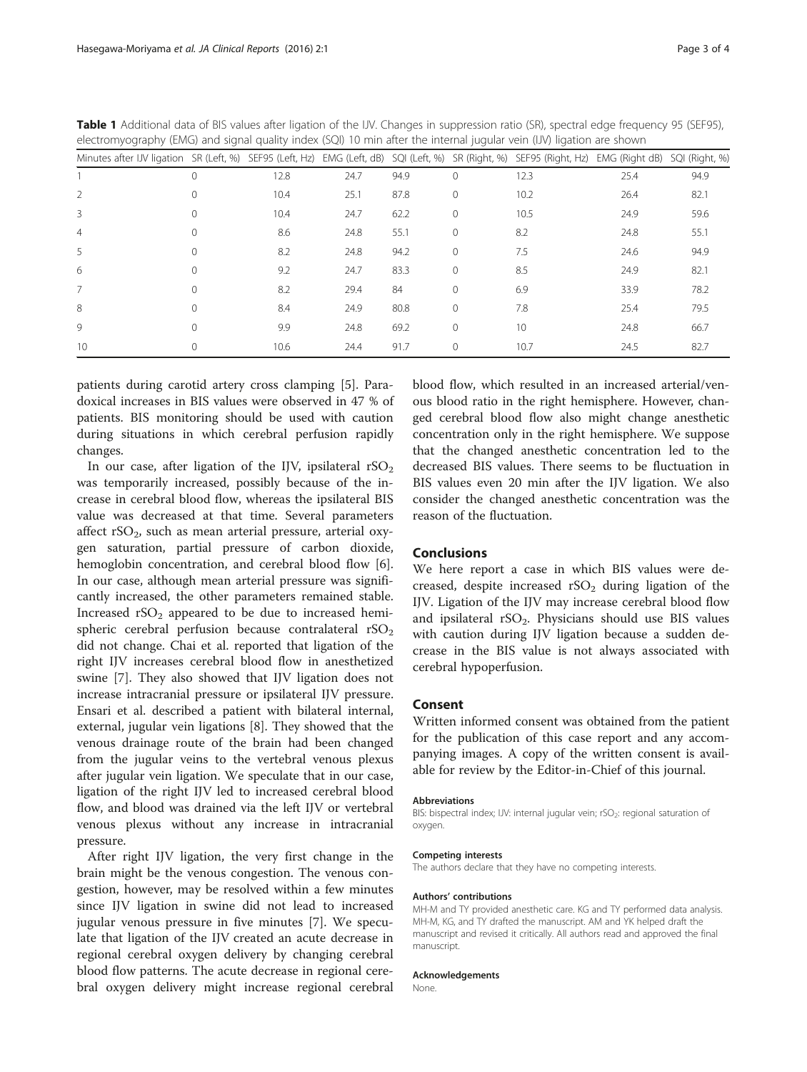**Table 1** Additional data of BIS values after ligation of the IJV. Changes in suppression ratio (SR), spectral edge frequency 95 (SEF95), electromyography (EMG) and signal quality index (SQI) 10 min after the internal jugular vein (IJV) ligation are shown

| Minutes after IJV ligation | SR (Left, %) | SEF95 (Left, Hz) | EMG (Left, dB) | SQI (Left, %) | SR (Right, %) | SEF95 (Right, Hz) | EMG (Right dB) | SQI (Right, %) |
|---|---|---|---|---|---|---|---|---|
| 1 | 0 | 12.8 | 24.7 | 94.9 | 0 | 12.3 | 25.4 | 94.9 |
| 2 | 0 | 10.4 | 25.1 | 87.8 | 0 | 10.2 | 26.4 | 82.1 |
| 3 | 0 | 10.4 | 24.7 | 62.2 | 0 | 10.5 | 24.9 | 59.6 |
| 4 | 0 | 8.6 | 24.8 | 55.1 | 0 | 8.2 | 24.8 | 55.1 |
| 5 | 0 | 8.2 | 24.8 | 94.2 | 0 | 7.5 | 24.6 | 94.9 |
| 6 | 0 | 9.2 | 24.7 | 83.3 | 0 | 8.5 | 24.9 | 82.1 |
| 7 | 0 | 8.2 | 29.4 | 84 | 0 | 6.9 | 33.9 | 78.2 |
| 8 | 0 | 8.4 | 24.9 | 80.8 | 0 | 7.8 | 25.4 | 79.5 |
| 9 | 0 | 9.9 | 24.8 | 69.2 | 0 | 10 | 24.8 | 66.7 |
| 10 | 0 | 10.6 | 24.4 | 91.7 | 0 | 10.7 | 24.5 | 82.7 |

patients during carotid artery cross clamping [5]. Paradoxical increases in BIS values were observed in 47 % of patients. BIS monitoring should be used with caution during situations in which cerebral perfusion rapidly changes.

In our case, after ligation of the IJV, ipsilateral $rSO_2$ was temporarily increased, possibly because of the increase in cerebral blood flow, whereas the ipsilateral BIS value was decreased at that time. Several parameters affect $rSO_2$, such as mean arterial pressure, arterial oxygen saturation, partial pressure of carbon dioxide, hemoglobin concentration, and cerebral blood flow [6]. In our case, although mean arterial pressure was significantly increased, the other parameters remained stable. Increased $rSO_2$ appeared to be due to increased hemispheric cerebral perfusion because contralateral $rSO_2$ did not change. Chai et al. reported that ligation of the right IJV increases cerebral blood flow in anesthetized swine [7]. They also showed that IJV ligation does not increase intracranial pressure or ipsilateral IJV pressure. Ensari et al. described a patient with bilateral internal, external, jugular vein ligations [8]. They showed that the venous drainage route of the brain had been changed from the jugular veins to the vertebral venous plexus after jugular vein ligation. We speculate that in our case, ligation of the right IJV led to increased cerebral blood flow, and blood was drained via the left IJV or vertebral venous plexus without any increase in intracranial pressure.

After right IJV ligation, the very first change in the brain might be the venous congestion. The venous congestion, however, may be resolved within a few minutes since IJV ligation in swine did not lead to increased jugular venous pressure in five minutes [7]. We speculate that ligation of the IJV created an acute decrease in regional cerebral oxygen delivery by changing cerebral blood flow patterns. The acute decrease in regional cerebral oxygen delivery might increase regional cerebral blood flow, which resulted in an increased arterial/venous blood ratio in the right hemisphere. However, changed cerebral blood flow also might change anesthetic concentration only in the right hemisphere. We suppose that the changed anesthetic concentration led to the decreased BIS values. There seems to be fluctuation in BIS values even 20 min after the IJV ligation. We also consider the changed anesthetic concentration was the reason of the fluctuation.

## Conclusions

We here report a case in which BIS values were decreased, despite increased $rSO_2$ during ligation of the IJV. Ligation of the IJV may increase cerebral blood flow and ipsilateral $rSO_2$. Physicians should use BIS values with caution during IJV ligation because a sudden decrease in the BIS value is not always associated with cerebral hypoperfusion.

## Consent

Written informed consent was obtained from the patient for the publication of this case report and any accompanying images. A copy of the written consent is available for review by the Editor-in-Chief of this journal.

#### Abbreviations

BIS: bispectral index; IJV: internal jugular vein; $rSO_2$: regional saturation of oxygen.

#### Competing interests

The authors declare that they have no competing interests.

#### Authors' contributions

MH-M and TY provided anesthetic care. KG and TY performed data analysis. MH-M, KG, and TY drafted the manuscript. AM and YK helped draft the manuscript and revised it critically. All authors read and approved the final manuscript.

#### Acknowledgements

None.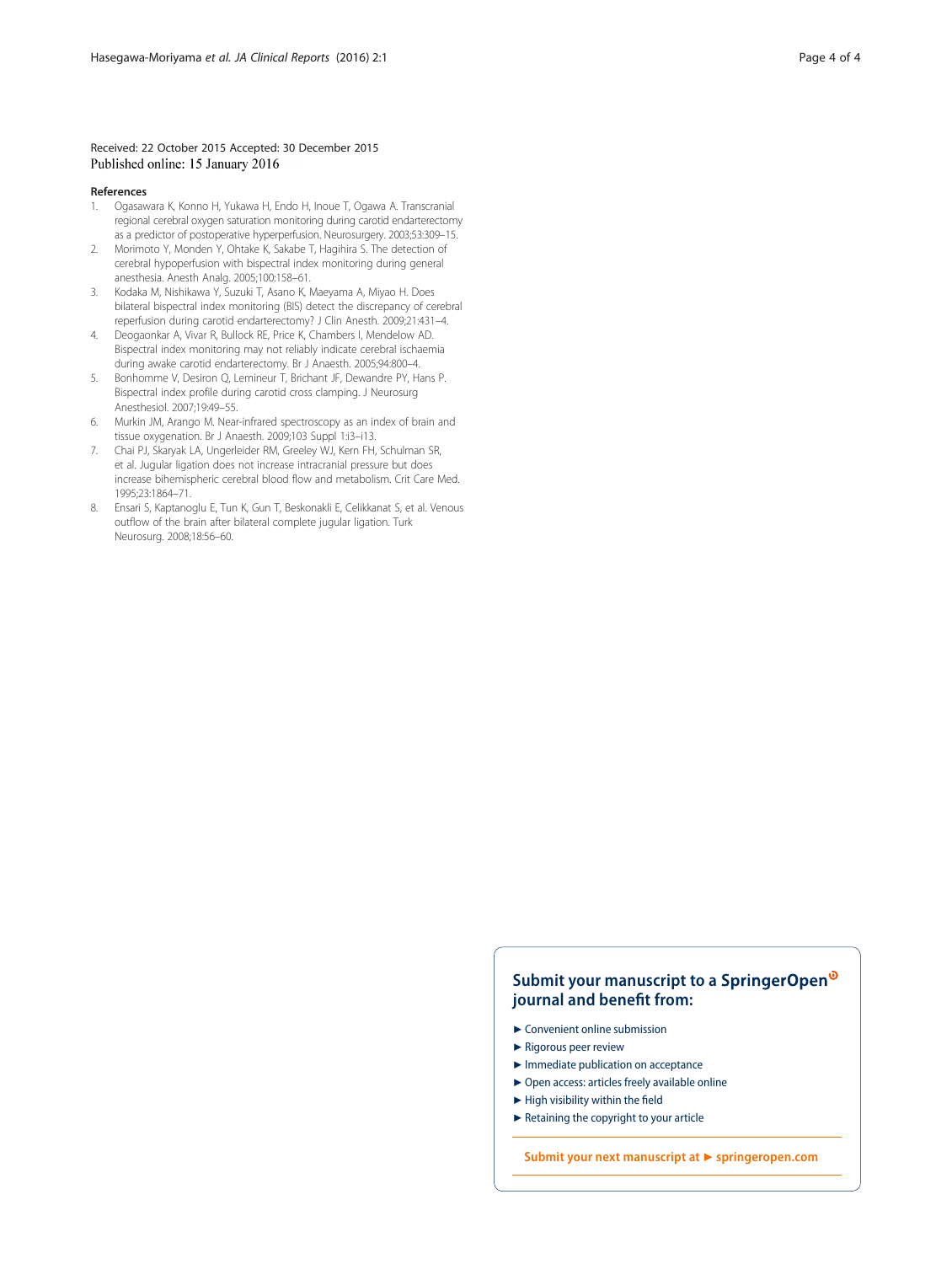Received: 22 October 2015 Accepted: 30 December 2015
Published online: 15 January 2016

## References

1. Ogasawara K, Konno H, Yukawa H, Endo H, Inoue T, Ogawa A. Transcranial regional cerebral oxygen saturation monitoring during carotid endarterectomy as a predictor of postoperative hyperperfusion. Neurosurgery. 2003;53:309–15.
2. Morimoto Y, Monden Y, Ohtake K, Sakabe T, Hagihira S. The detection of cerebral hypoperfusion with bispectral index monitoring during general anesthesia. Anesth Analg. 2005;100:158–61.
3. Kodaka M, Nishikawa Y, Suzuki T, Asano K, Maeyama A, Miyao H. Does bilateral bispectral index monitoring (BIS) detect the discrepancy of cerebral reperfusion during carotid endarterectomy? J Clin Anesth. 2009;21:431–4.
4. Deogaonkar A, Vivar R, Bullock RE, Price K, Chambers I, Mendelow AD. Bispectral index monitoring may not reliably indicate cerebral ischaemia during awake carotid endarterectomy. Br J Anaesth. 2005;94:800–4.
5. Bonhomme V, Desiron Q, Lemineur T, Brichant JF, Dewandre PY, Hans P. Bispectral index profile during carotid cross clamping. J Neurosurg Anesthesiol. 2007;19:49–55.
6. Murkin JM, Arango M. Near-infrared spectroscopy as an index of brain and tissue oxygenation. Br J Anaesth. 2009;103 Suppl 1:i3–i13.
7. Chai PJ, Skaryak LA, Ungerleider RM, Greeley WJ, Kern FH, Schulman SR, et al. Jugular ligation does not increase intracranial pressure but does increase bihemispheric cerebral blood flow and metabolism. Crit Care Med. 1995;23:1864–71.
8. Ensari S, Kaptanoglu E, Tun K, Gun T, Beskonakli E, Celikkanat S, et al. Venous outflow of the brain after bilateral complete jugular ligation. Turk Neurosurg. 2008;18:56–60.

**Submit your manuscript to a SpringerOpen journal and benefit from:**

- ► Convenient online submission
- ► Rigorous peer review
- ► Immediate publication on acceptance
- ► Open access: articles freely available online
- ► High visibility within the field
- ► Retaining the copyright to your article

**Submit your next manuscript at ► springeropen.com**